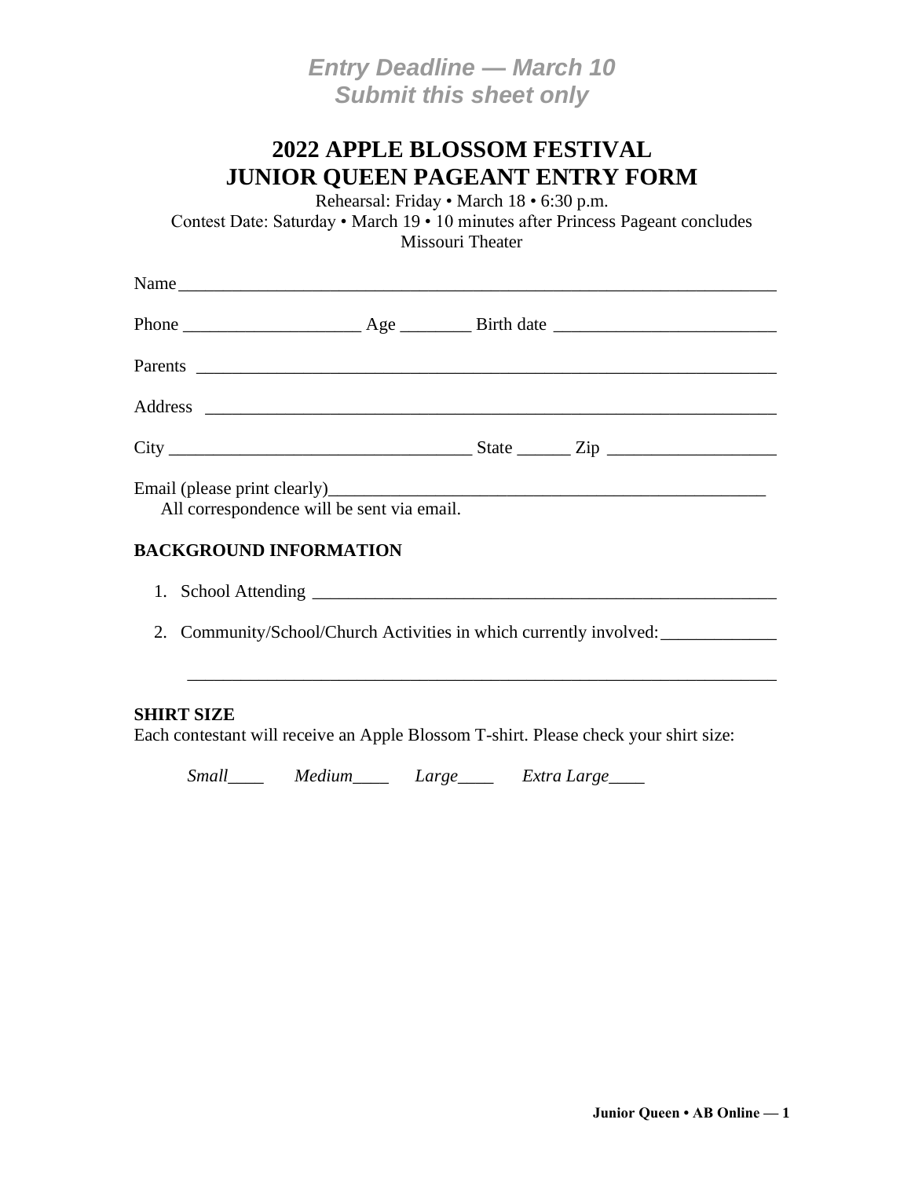*Entry Deadline — March 10*
*Submit this sheet only*

# 2022 APPLE BLOSSOM FESTIVAL
# JUNIOR QUEEN PAGEANT ENTRY FORM

Rehearsal: Friday • March 18 • 6:30 p.m.
Contest Date: Saturday • March 19 • 10 minutes after Princess Pageant concludes
Missouri Theater

Name___________________________________________________________________

Phone ____________________ Age ________ Birth date _________________________

Parents _________________________________________________________________

Address _________________________________________________________________

City __________________________________ State ______ Zip ___________________

Email (please print clearly)___________________________________________________
All correspondence will be sent via email.

**BACKGROUND INFORMATION**

1. School Attending _____________________________________________________
2. Community/School/Church Activities in which currently involved: _____________

   _________________________________________________________________

**SHIRT SIZE**
Each contestant will receive an Apple Blossom T-shirt. Please check your shirt size:

*Small*____ *Medium*____ *Large*____ *Extra Large*____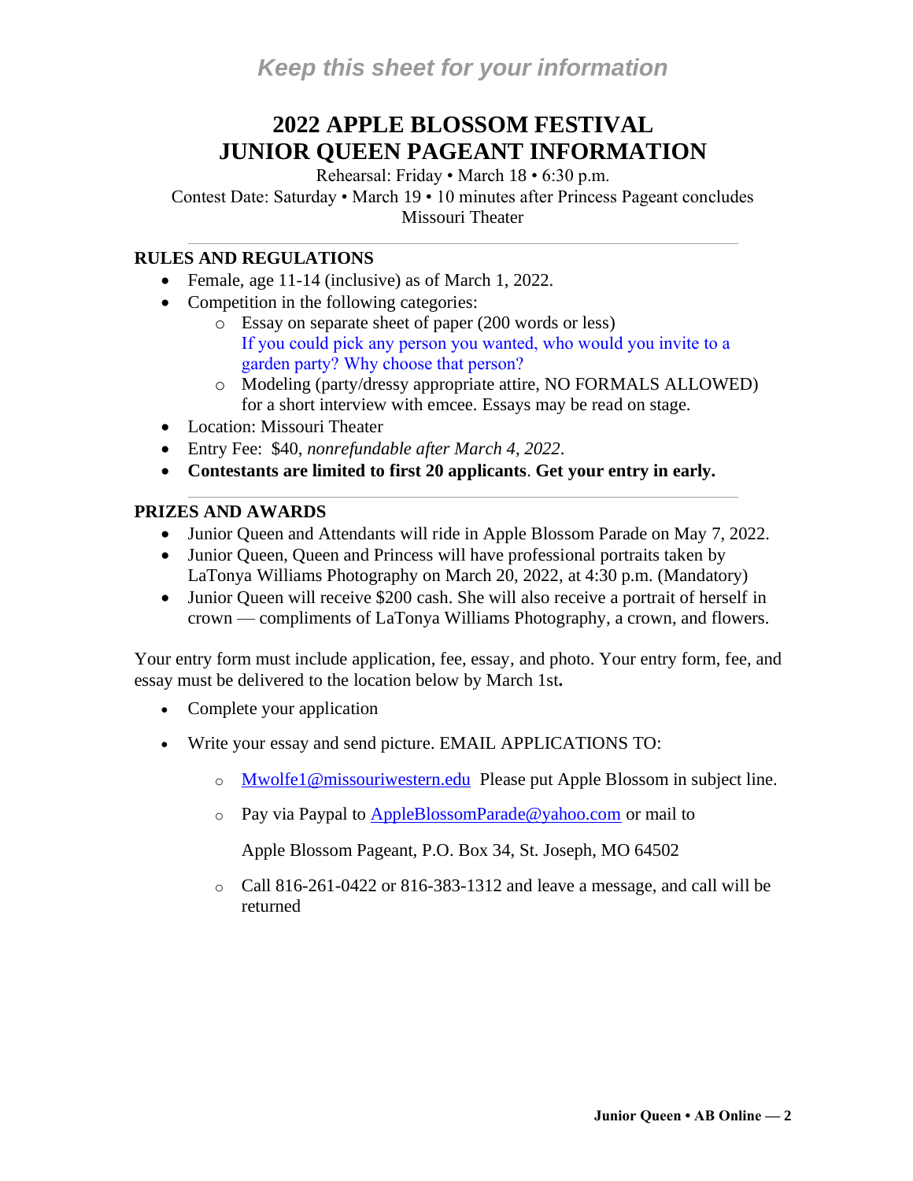*Keep this sheet for your information*

# 2022 APPLE BLOSSOM FESTIVAL
# JUNIOR QUEEN PAGEANT INFORMATION

Rehearsal: Friday • March 18 • 6:30 p.m.
Contest Date: Saturday • March 19 • 10 minutes after Princess Pageant concludes
Missouri Theater

---

## RULES AND REGULATIONS

- Female, age 11-14 (inclusive) as of March 1, 2022.
- Competition in the following categories:
  - Essay on separate sheet of paper (200 words or less)
    If you could pick any person you wanted, who would you invite to a garden party? Why choose that person?
  - Modeling (party/dressy appropriate attire, NO FORMALS ALLOWED) for a short interview with emcee. Essays may be read on stage.
- Location: Missouri Theater
- Entry Fee: $40, *nonrefundable after March 4, 2022*.
- **Contestants are limited to first 20 applicants**. **Get your entry in early.**

---

## PRIZES AND AWARDS

- Junior Queen and Attendants will ride in Apple Blossom Parade on May 7, 2022.
- Junior Queen, Queen and Princess will have professional portraits taken by LaTonya Williams Photography on March 20, 2022, at 4:30 p.m. (Mandatory)
- Junior Queen will receive $200 cash. She will also receive a portrait of herself in crown — compliments of LaTonya Williams Photography, a crown, and flowers.

Your entry form must include application, fee, essay, and photo. Your entry form, fee, and essay must be delivered to the location below by March 1st**.**

- Complete your application
- Write your essay and send picture. EMAIL APPLICATIONS TO:
  - Mwolfe1@missouriwestern.edu Please put Apple Blossom in subject line.
  - Pay via Paypal to AppleBlossomParade@yahoo.com or mail to

    Apple Blossom Pageant, P.O. Box 34, St. Joseph, MO 64502
  - Call 816-261-0422 or 816-383-1312 and leave a message, and call will be returned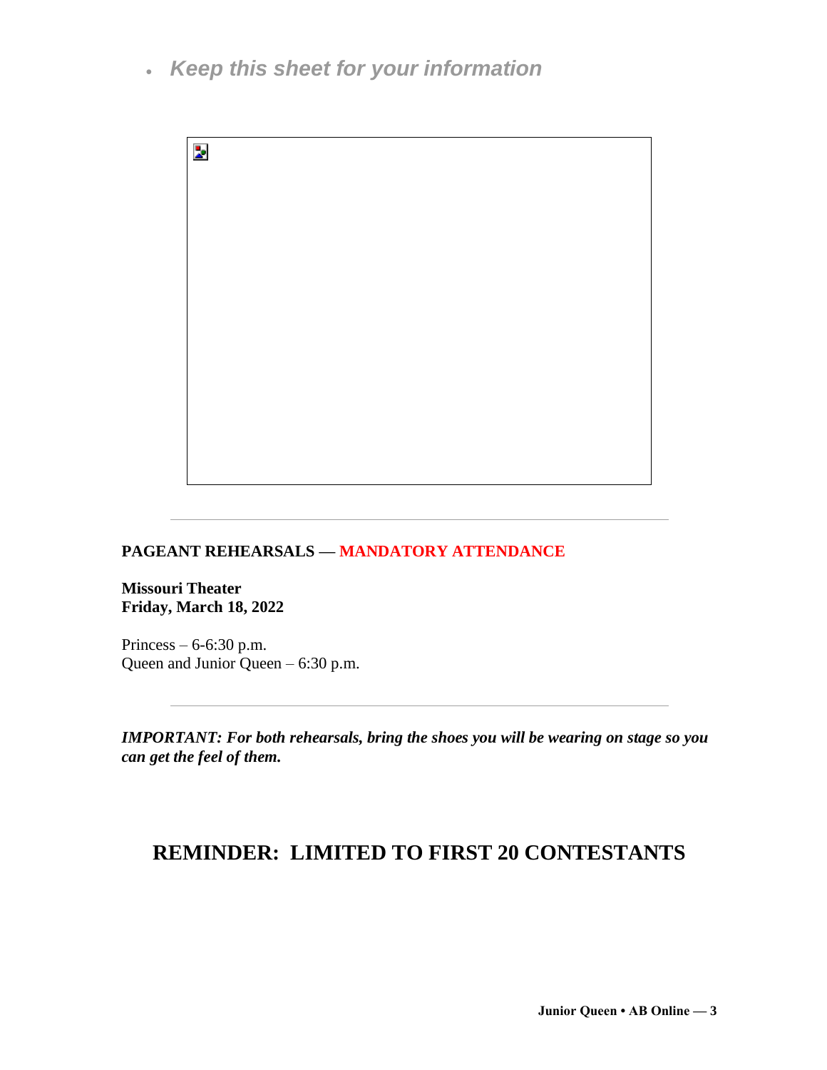- *Keep this sheet for your information*

---

**PAGEANT REHEARSALS — MANDATORY ATTENDANCE**

**Missouri Theater**
**Friday, March 18, 2022**

Princess – 6-6:30 p.m.
Queen and Junior Queen – 6:30 p.m.

---

***IMPORTANT: For both rehearsals, bring the shoes you will be wearing on stage so you can get the feel of them.***

## REMINDER: LIMITED TO FIRST 20 CONTESTANTS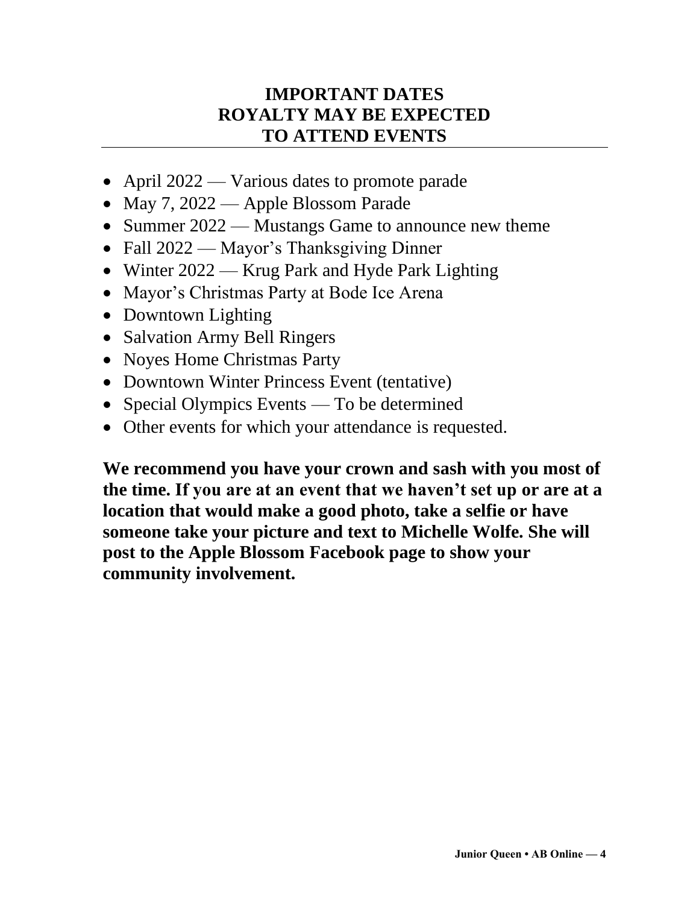# IMPORTANT DATES ROYALTY MAY BE EXPECTED TO ATTEND EVENTS

- April 2022 — Various dates to promote parade
- May 7, 2022 — Apple Blossom Parade
- Summer 2022 — Mustangs Game to announce new theme
- Fall 2022 — Mayor's Thanksgiving Dinner
- Winter 2022 — Krug Park and Hyde Park Lighting
- Mayor's Christmas Party at Bode Ice Arena
- Downtown Lighting
- Salvation Army Bell Ringers
- Noyes Home Christmas Party
- Downtown Winter Princess Event (tentative)
- Special Olympics Events — To be determined
- Other events for which your attendance is requested.

**We recommend you have your crown and sash with you most of the time. If you are at an event that we haven't set up or are at a location that would make a good photo, take a selfie or have someone take your picture and text to Michelle Wolfe. She will post to the Apple Blossom Facebook page to show your community involvement.**